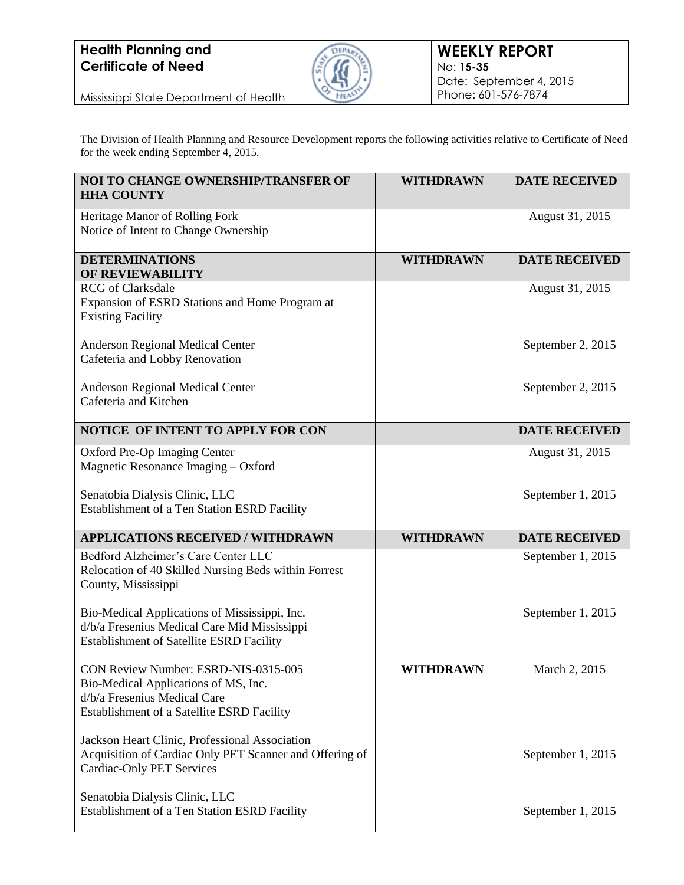**Health Planning and Certificate of Need**

Mississippi State Department of Health

**WEEKLY REPORT**
No: **15-35**
Date: September 4, 2015
Phone: 601-576-7874

The Division of Health Planning and Resource Development reports the following activities relative to Certificate of Need for the week ending September 4, 2015.

| NOI TO CHANGE OWNERSHIP/TRANSFER OF HHA COUNTY | WITHDRAWN | DATE RECEIVED |
|---|---|---|
| Heritage Manor of Rolling Fork<br>Notice of Intent to Change Ownership | | August 31, 2015 |
| **DETERMINATIONS OF REVIEWABILITY** | **WITHDRAWN** | **DATE RECEIVED** |
| RCG of Clarksdale<br>Expansion of ESRD Stations and Home Program at Existing Facility | | August 31, 2015 |
| Anderson Regional Medical Center<br>Cafeteria and Lobby Renovation | | September 2, 2015 |
| Anderson Regional Medical Center<br>Cafeteria and Kitchen | | September 2, 2015 |
| **NOTICE OF INTENT TO APPLY FOR CON** | | **DATE RECEIVED** |
| Oxford Pre-Op Imaging Center<br>Magnetic Resonance Imaging – Oxford | | August 31, 2015 |
| Senatobia Dialysis Clinic, LLC<br>Establishment of a Ten Station ESRD Facility | | September 1, 2015 |
| **APPLICATIONS RECEIVED / WITHDRAWN** | **WITHDRAWN** | **DATE RECEIVED** |
| Bedford Alzheimer's Care Center LLC<br>Relocation of 40 Skilled Nursing Beds within Forrest County, Mississippi | | September 1, 2015 |
| Bio-Medical Applications of Mississippi, Inc.<br>d/b/a Fresenius Medical Care Mid Mississippi<br>Establishment of Satellite ESRD Facility | | September 1, 2015 |
| CON Review Number: ESRD-NIS-0315-005<br>Bio-Medical Applications of MS, Inc.<br>d/b/a Fresenius Medical Care<br>Establishment of a Satellite ESRD Facility | **WITHDRAWN** | March 2, 2015 |
| Jackson Heart Clinic, Professional Association<br>Acquisition of Cardiac Only PET Scanner and Offering of Cardiac-Only PET Services | | September 1, 2015 |
| Senatobia Dialysis Clinic, LLC<br>Establishment of a Ten Station ESRD Facility | | September 1, 2015 |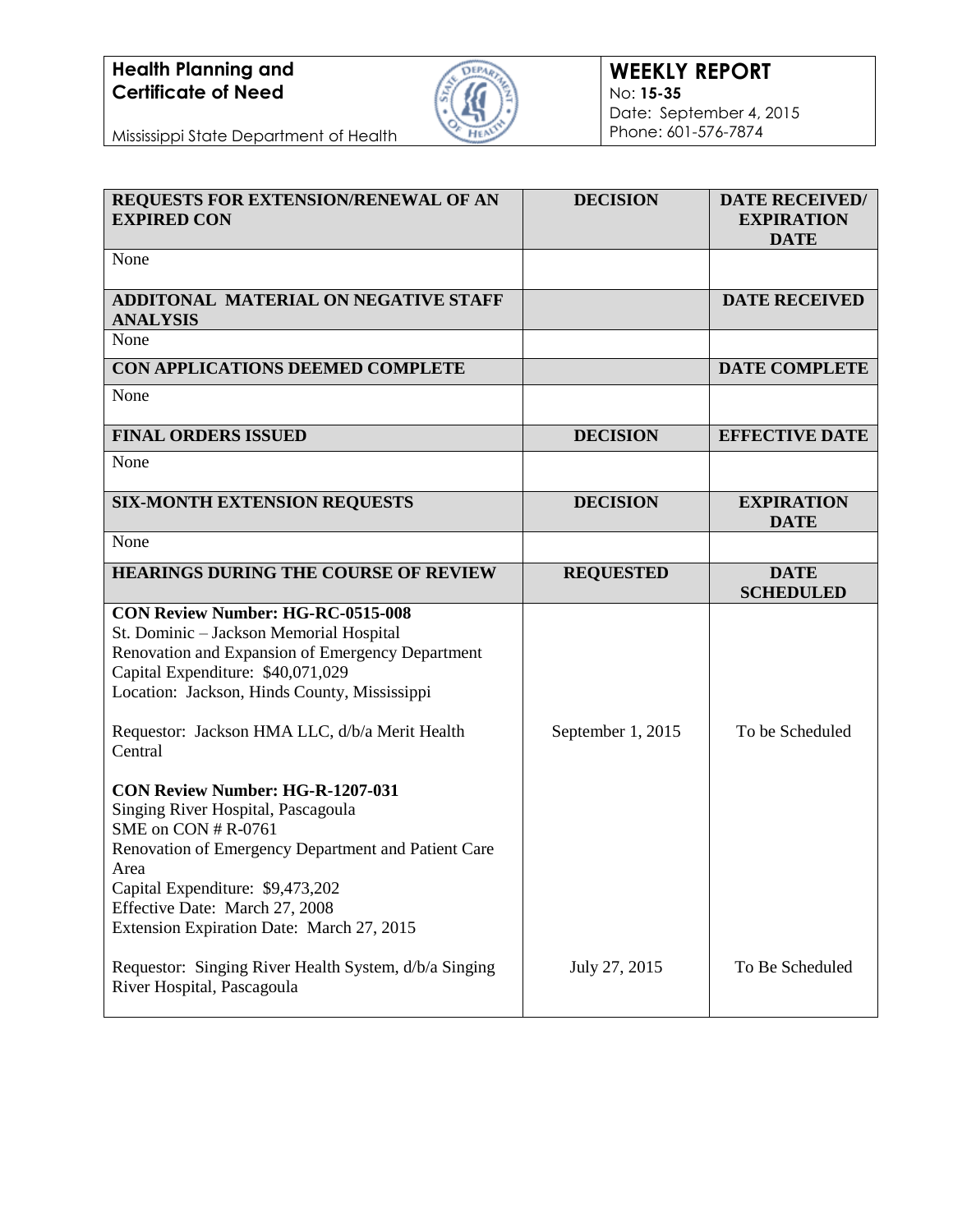**Health Planning and Certificate of Need**

Mississippi State Department of Health

**WEEKLY REPORT**
No: **15-35**
Date: September 4, 2015
Phone: 601-576-7874

| **REQUESTS FOR EXTENSION/RENEWAL OF AN EXPIRED CON** | **DECISION** | **DATE RECEIVED/ EXPIRATION DATE** |
|---|---|---|
| None | | |
| **ADDITONAL MATERIAL ON NEGATIVE STAFF ANALYSIS** | | **DATE RECEIVED** |
| None | | |
| **CON APPLICATIONS DEEMED COMPLETE** | | **DATE COMPLETE** |
| None | | |
| **FINAL ORDERS ISSUED** | **DECISION** | **EFFECTIVE DATE** |
| None | | |
| **SIX-MONTH EXTENSION REQUESTS** | **DECISION** | **EXPIRATION DATE** |
| None | | |
| **HEARINGS DURING THE COURSE OF REVIEW** | **REQUESTED** | **DATE SCHEDULED** |
| **CON Review Number: HG-RC-0515-008**<br>St. Dominic – Jackson Memorial Hospital<br>Renovation and Expansion of Emergency Department<br>Capital Expenditure: $40,071,029<br>Location: Jackson, Hinds County, Mississippi<br><br>Requestor: Jackson HMA LLC, d/b/a Merit Health Central | September 1, 2015 | To be Scheduled |
| **CON Review Number: HG-R-1207-031**<br>Singing River Hospital, Pascagoula<br>SME on CON # R-0761<br>Renovation of Emergency Department and Patient Care Area<br>Capital Expenditure: $9,473,202<br>Effective Date: March 27, 2008<br>Extension Expiration Date: March 27, 2015<br><br>Requestor: Singing River Health System, d/b/a Singing River Hospital, Pascagoula | July 27, 2015 | To Be Scheduled |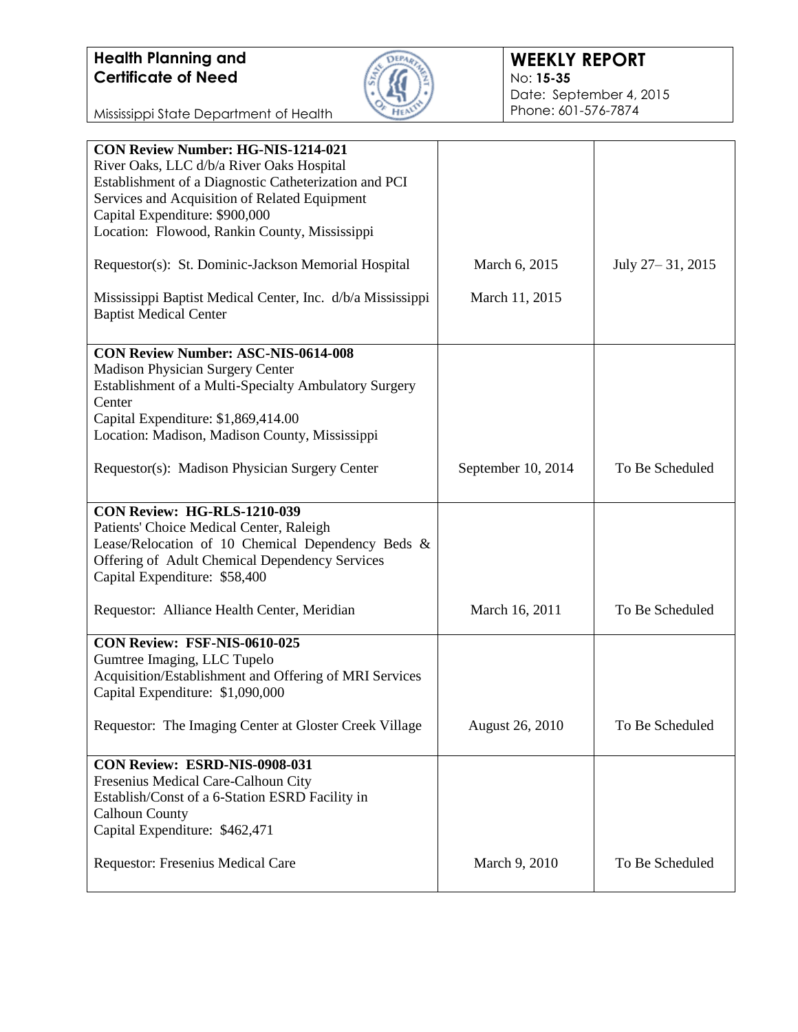**Health Planning and Certificate of Need**

Mississippi State Department of Health

**WEEKLY REPORT**
No: **15-35**
Date: September 4, 2015
Phone: 601-576-7874

| | | |
|---|---|---|
| **CON Review Number: HG-NIS-1214-021**<br>River Oaks, LLC d/b/a River Oaks Hospital<br>Establishment of a Diagnostic Catheterization and PCI Services and Acquisition of Related Equipment<br>Capital Expenditure: $900,000<br>Location: Flowood, Rankin County, Mississippi<br><br>Requestor(s): St. Dominic-Jackson Memorial Hospital<br><br>Mississippi Baptist Medical Center, Inc. d/b/a Mississippi Baptist Medical Center | March 6, 2015<br><br>March 11, 2015 | July 27– 31, 2015 |
| **CON Review Number: ASC-NIS-0614-008**<br>Madison Physician Surgery Center<br>Establishment of a Multi-Specialty Ambulatory Surgery Center<br>Capital Expenditure: $1,869,414.00<br>Location: Madison, Madison County, Mississippi<br><br>Requestor(s): Madison Physician Surgery Center | September 10, 2014 | To Be Scheduled |
| **CON Review: HG-RLS-1210-039**<br>Patients' Choice Medical Center, Raleigh<br>Lease/Relocation of 10 Chemical Dependency Beds & Offering of Adult Chemical Dependency Services<br>Capital Expenditure: $58,400<br><br>Requestor: Alliance Health Center, Meridian | March 16, 2011 | To Be Scheduled |
| **CON Review: FSF-NIS-0610-025**<br>Gumtree Imaging, LLC Tupelo<br>Acquisition/Establishment and Offering of MRI Services<br>Capital Expenditure: $1,090,000<br><br>Requestor: The Imaging Center at Gloster Creek Village | August 26, 2010 | To Be Scheduled |
| **CON Review: ESRD-NIS-0908-031**<br>Fresenius Medical Care-Calhoun City<br>Establish/Const of a 6-Station ESRD Facility in Calhoun County<br>Capital Expenditure: $462,471<br><br>Requestor: Fresenius Medical Care | March 9, 2010 | To Be Scheduled |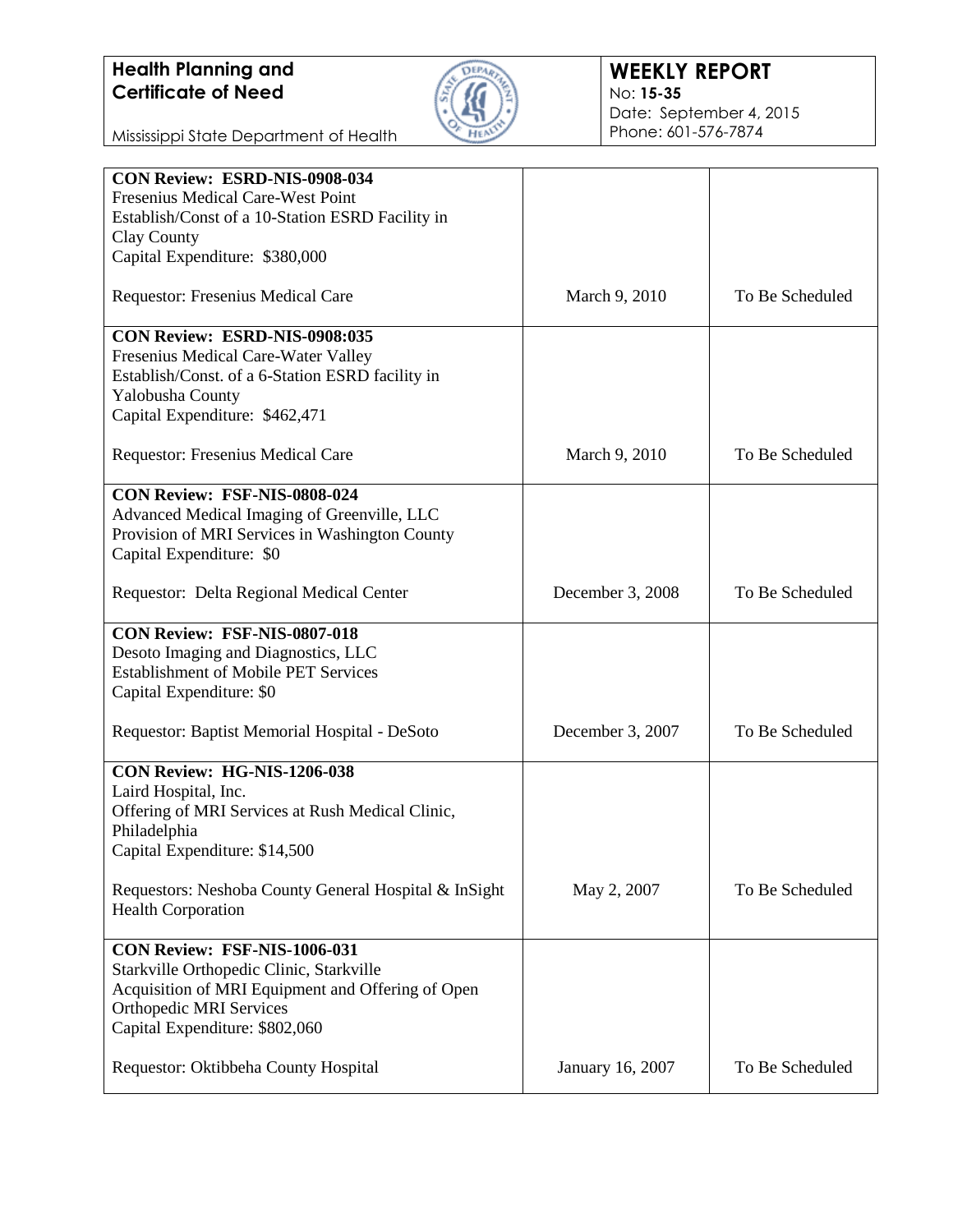| CON Review | Date | Status |
|---|---|---|
| **CON Review: ESRD-NIS-0908-034**<br>Fresenius Medical Care-West Point<br>Establish/Const of a 10-Station ESRD Facility in Clay County<br>Capital Expenditure: $380,000<br><br>Requestor: Fresenius Medical Care | March 9, 2010 | To Be Scheduled |
| **CON Review: ESRD-NIS-0908:035**<br>Fresenius Medical Care-Water Valley<br>Establish/Const. of a 6-Station ESRD facility in Yalobusha County<br>Capital Expenditure: $462,471<br><br>Requestor: Fresenius Medical Care | March 9, 2010 | To Be Scheduled |
| **CON Review: FSF-NIS-0808-024**<br>Advanced Medical Imaging of Greenville, LLC<br>Provision of MRI Services in Washington County<br>Capital Expenditure: $0<br><br>Requestor: Delta Regional Medical Center | December 3, 2008 | To Be Scheduled |
| **CON Review: FSF-NIS-0807-018**<br>Desoto Imaging and Diagnostics, LLC<br>Establishment of Mobile PET Services<br>Capital Expenditure: $0<br><br>Requestor: Baptist Memorial Hospital - DeSoto | December 3, 2007 | To Be Scheduled |
| **CON Review: HG-NIS-1206-038**<br>Laird Hospital, Inc.<br>Offering of MRI Services at Rush Medical Clinic, Philadelphia<br>Capital Expenditure: $14,500<br><br>Requestors: Neshoba County General Hospital & InSight Health Corporation | May 2, 2007 | To Be Scheduled |
| **CON Review: FSF-NIS-1006-031**<br>Starkville Orthopedic Clinic, Starkville<br>Acquisition of MRI Equipment and Offering of Open Orthopedic MRI Services<br>Capital Expenditure: $802,060<br><br>Requestor: Oktibbeha County Hospital | January 16, 2007 | To Be Scheduled |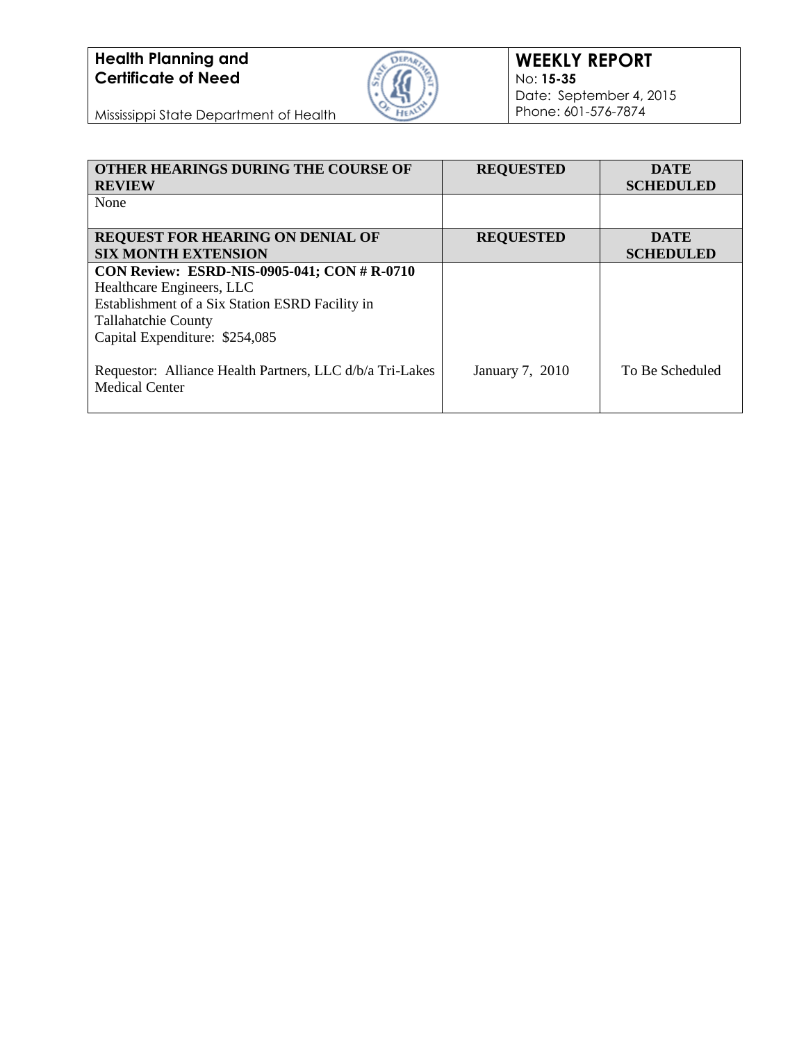| OTHER HEARINGS DURING THE COURSE OF REVIEW | REQUESTED | DATE SCHEDULED |
|---|---|---|
| None | | |
| **REQUEST FOR HEARING ON DENIAL OF SIX MONTH EXTENSION** | **REQUESTED** | **DATE SCHEDULED** |
| **CON Review: ESRD-NIS-0905-041; CON # R-0710**<br>Healthcare Engineers, LLC<br>Establishment of a Six Station ESRD Facility in Tallahatchie County<br>Capital Expenditure: $254,085<br><br>Requestor: Alliance Health Partners, LLC d/b/a Tri-Lakes Medical Center | January 7, 2010 | To Be Scheduled |